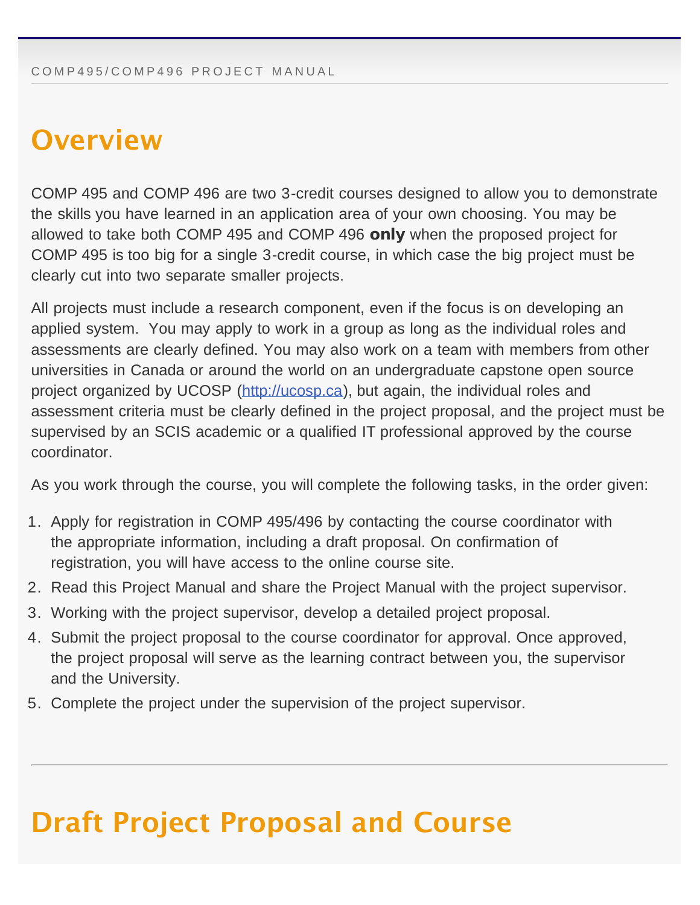# Overview

COMP 495 and COMP 496 are two 3-credit courses designed to allow you to demonstrate the skills you have learned in an application area of your own choosing. You may be allowed to take both COMP 495 and COMP 496 **only** when the proposed project for COMP 495 is too big for a single 3-credit course, in which case the big project must be clearly cut into two separate smaller projects.

All projects must include a research component, even if the focus is on developing an applied system. You may apply to work in a group as long as the individual roles and assessments are clearly defined. You may also work on a team with members from other universities in Canada or around the world on an undergraduate capstone open source project organized by UCOSP (http://ucosp.ca), but again, the individual roles and assessment criteria must be clearly defined in the project proposal, and the project must be supervised by an SCIS academic or a qualified IT professional approved by the course coordinator.

As you work through the course, you will complete the following tasks, in the order given:

1. Apply for registration in COMP 495/496 by contacting the course coordinator with the appropriate information, including a draft proposal. On confirmation of registration, you will have access to the online course site.
2. Read this Project Manual and share the Project Manual with the project supervisor.
3. Working with the project supervisor, develop a detailed project proposal.
4. Submit the project proposal to the course coordinator for approval. Once approved, the project proposal will serve as the learning contract between you, the supervisor and the University.
5. Complete the project under the supervision of the project supervisor.

---

# Draft Project Proposal and Course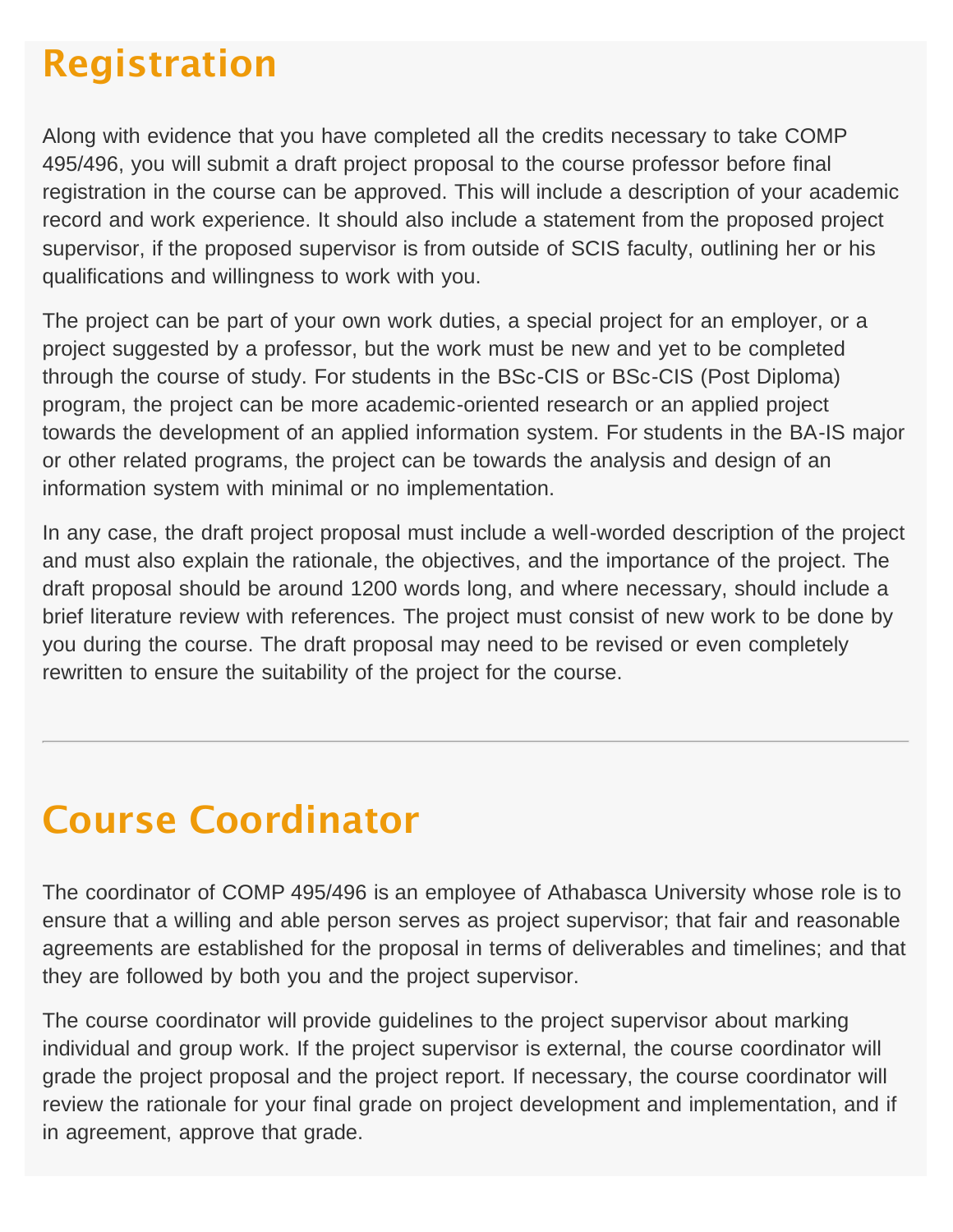## Registration

Along with evidence that you have completed all the credits necessary to take COMP 495/496, you will submit a draft project proposal to the course professor before final registration in the course can be approved. This will include a description of your academic record and work experience. It should also include a statement from the proposed project supervisor, if the proposed supervisor is from outside of SCIS faculty, outlining her or his qualifications and willingness to work with you.

The project can be part of your own work duties, a special project for an employer, or a project suggested by a professor, but the work must be new and yet to be completed through the course of study. For students in the BSc-CIS or BSc-CIS (Post Diploma) program, the project can be more academic-oriented research or an applied project towards the development of an applied information system. For students in the BA-IS major or other related programs, the project can be towards the analysis and design of an information system with minimal or no implementation.

In any case, the draft project proposal must include a well-worded description of the project and must also explain the rationale, the objectives, and the importance of the project. The draft proposal should be around 1200 words long, and where necessary, should include a brief literature review with references. The project must consist of new work to be done by you during the course. The draft proposal may need to be revised or even completely rewritten to ensure the suitability of the project for the course.

---

## Course Coordinator

The coordinator of COMP 495/496 is an employee of Athabasca University whose role is to ensure that a willing and able person serves as project supervisor; that fair and reasonable agreements are established for the proposal in terms of deliverables and timelines; and that they are followed by both you and the project supervisor.

The course coordinator will provide guidelines to the project supervisor about marking individual and group work. If the project supervisor is external, the course coordinator will grade the project proposal and the project report. If necessary, the course coordinator will review the rationale for your final grade on project development and implementation, and if in agreement, approve that grade.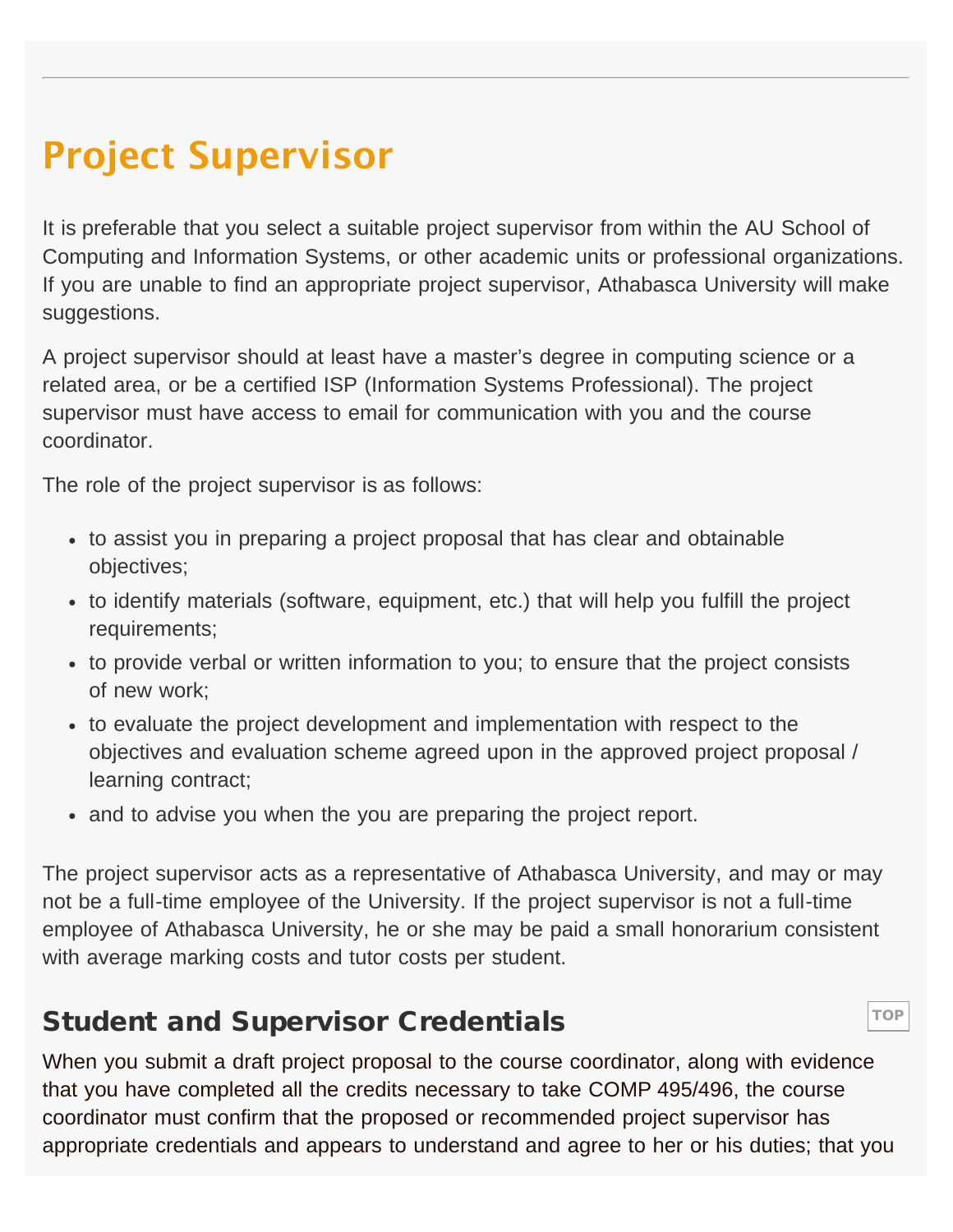# Project Supervisor

It is preferable that you select a suitable project supervisor from within the AU School of Computing and Information Systems, or other academic units or professional organizations. If you are unable to find an appropriate project supervisor, Athabasca University will make suggestions.

A project supervisor should at least have a master's degree in computing science or a related area, or be a certified ISP (Information Systems Professional). The project supervisor must have access to email for communication with you and the course coordinator.

The role of the project supervisor is as follows:

- to assist you in preparing a project proposal that has clear and obtainable objectives;
- to identify materials (software, equipment, etc.) that will help you fulfill the project requirements;
- to provide verbal or written information to you; to ensure that the project consists of new work;
- to evaluate the project development and implementation with respect to the objectives and evaluation scheme agreed upon in the approved project proposal / learning contract;
- and to advise you when the you are preparing the project report.

The project supervisor acts as a representative of Athabasca University, and may or may not be a full-time employee of the University. If the project supervisor is not a full-time employee of Athabasca University, he or she may be paid a small honorarium consistent with average marking costs and tutor costs per student.

## Student and Supervisor Credentials

When you submit a draft project proposal to the course coordinator, along with evidence that you have completed all the credits necessary to take COMP 495/496, the course coordinator must confirm that the proposed or recommended project supervisor has appropriate credentials and appears to understand and agree to her or his duties; that you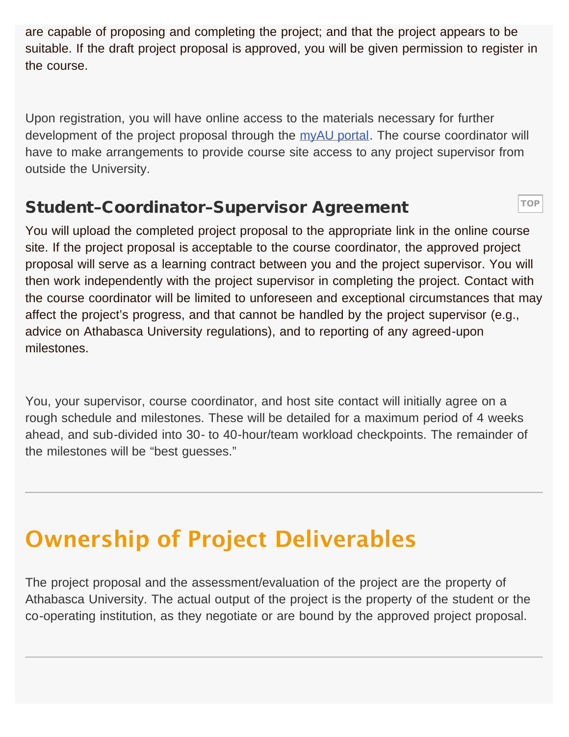are capable of proposing and completing the project; and that the project appears to be suitable. If the draft project proposal is approved, you will be given permission to register in the course.

Upon registration, you will have online access to the materials necessary for further development of the project proposal through the myAU portal. The course coordinator will have to make arrangements to provide course site access to any project supervisor from outside the University.

### Student–Coordinator–Supervisor Agreement

You will upload the completed project proposal to the appropriate link in the online course site. If the project proposal is acceptable to the course coordinator, the approved project proposal will serve as a learning contract between you and the project supervisor. You will then work independently with the project supervisor in completing the project. Contact with the course coordinator will be limited to unforeseen and exceptional circumstances that may affect the project's progress, and that cannot be handled by the project supervisor (e.g., advice on Athabasca University regulations), and to reporting of any agreed-upon milestones.

You, your supervisor, course coordinator, and host site contact will initially agree on a rough schedule and milestones. These will be detailed for a maximum period of 4 weeks ahead, and sub-divided into 30- to 40-hour/team workload checkpoints. The remainder of the milestones will be "best guesses."

---

## Ownership of Project Deliverables

The project proposal and the assessment/evaluation of the project are the property of Athabasca University. The actual output of the project is the property of the student or the co-operating institution, as they negotiate or are bound by the approved project proposal.

---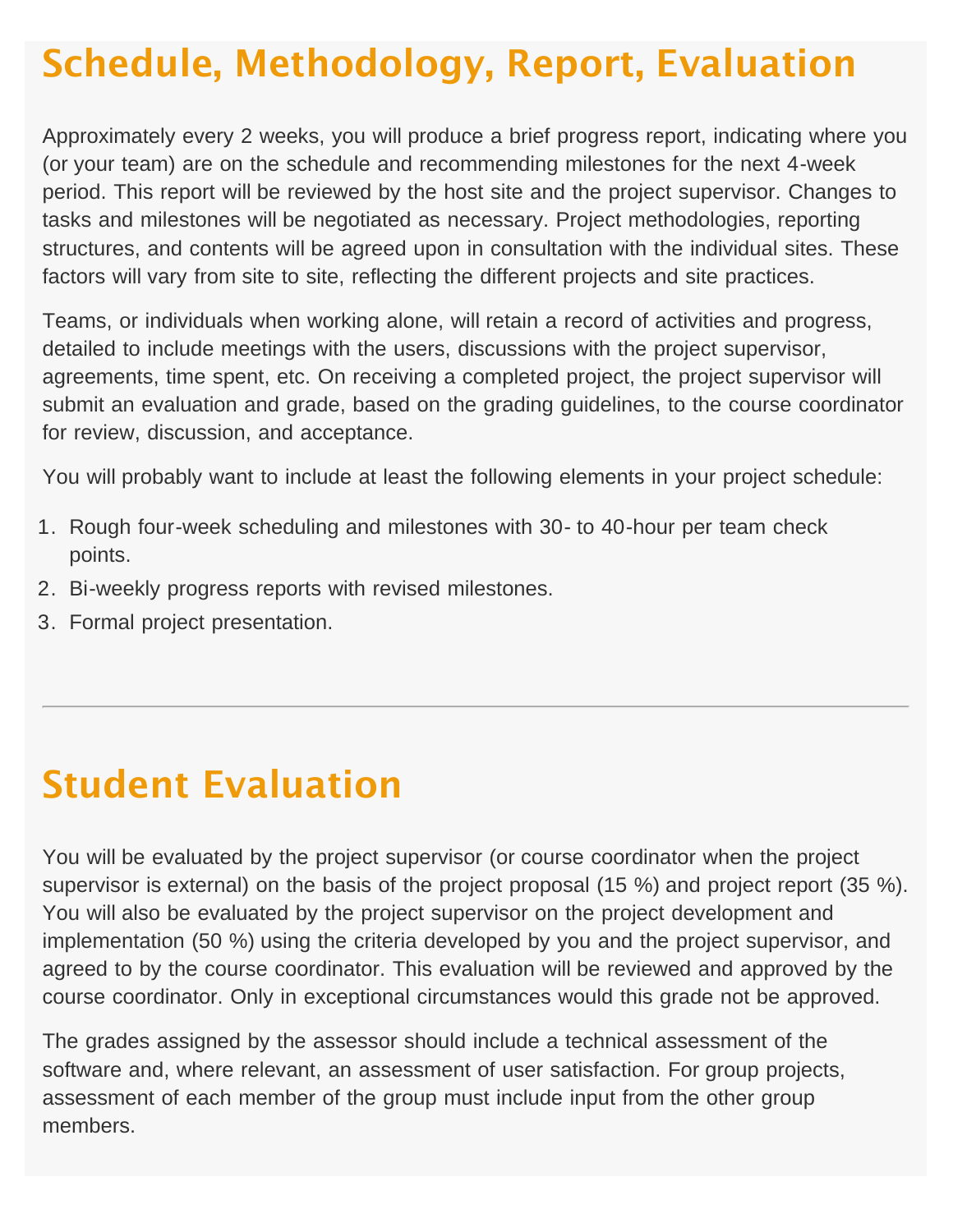## Schedule, Methodology, Report, Evaluation

Approximately every 2 weeks, you will produce a brief progress report, indicating where you (or your team) are on the schedule and recommending milestones for the next 4-week period. This report will be reviewed by the host site and the project supervisor. Changes to tasks and milestones will be negotiated as necessary. Project methodologies, reporting structures, and contents will be agreed upon in consultation with the individual sites. These factors will vary from site to site, reflecting the different projects and site practices.

Teams, or individuals when working alone, will retain a record of activities and progress, detailed to include meetings with the users, discussions with the project supervisor, agreements, time spent, etc. On receiving a completed project, the project supervisor will submit an evaluation and grade, based on the grading guidelines, to the course coordinator for review, discussion, and acceptance.

You will probably want to include at least the following elements in your project schedule:

1. Rough four-week scheduling and milestones with 30- to 40-hour per team check points.
2. Bi-weekly progress reports with revised milestones.
3. Formal project presentation.

---

## Student Evaluation

You will be evaluated by the project supervisor (or course coordinator when the project supervisor is external) on the basis of the project proposal (15 %) and project report (35 %). You will also be evaluated by the project supervisor on the project development and implementation (50 %) using the criteria developed by you and the project supervisor, and agreed to by the course coordinator. This evaluation will be reviewed and approved by the course coordinator. Only in exceptional circumstances would this grade not be approved.

The grades assigned by the assessor should include a technical assessment of the software and, where relevant, an assessment of user satisfaction. For group projects, assessment of each member of the group must include input from the other group members.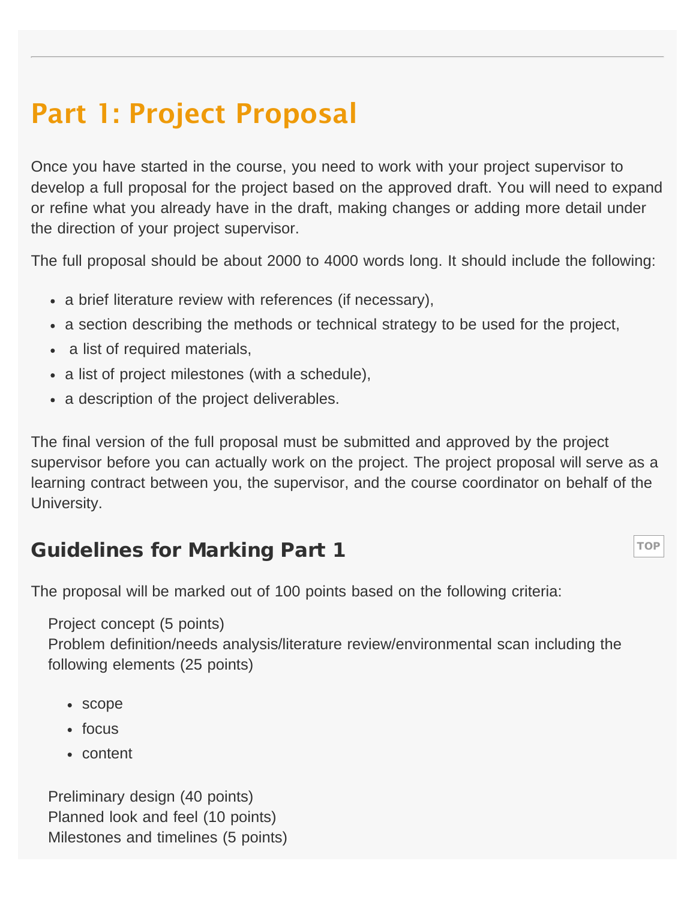# Part 1: Project Proposal

Once you have started in the course, you need to work with your project supervisor to develop a full proposal for the project based on the approved draft. You will need to expand or refine what you already have in the draft, making changes or adding more detail under the direction of your project supervisor.

The full proposal should be about 2000 to 4000 words long. It should include the following:

- a brief literature review with references (if necessary),
- a section describing the methods or technical strategy to be used for the project,
- a list of required materials,
- a list of project milestones (with a schedule),
- a description of the project deliverables.

The final version of the full proposal must be submitted and approved by the project supervisor before you can actually work on the project. The project proposal will serve as a learning contract between you, the supervisor, and the course coordinator on behalf of the University.

## Guidelines for Marking Part 1

The proposal will be marked out of 100 points based on the following criteria:

Project concept (5 points)
Problem definition/needs analysis/literature review/environmental scan including the following elements (25 points)

- scope
- focus
- content

Preliminary design (40 points)
Planned look and feel (10 points)
Milestones and timelines (5 points)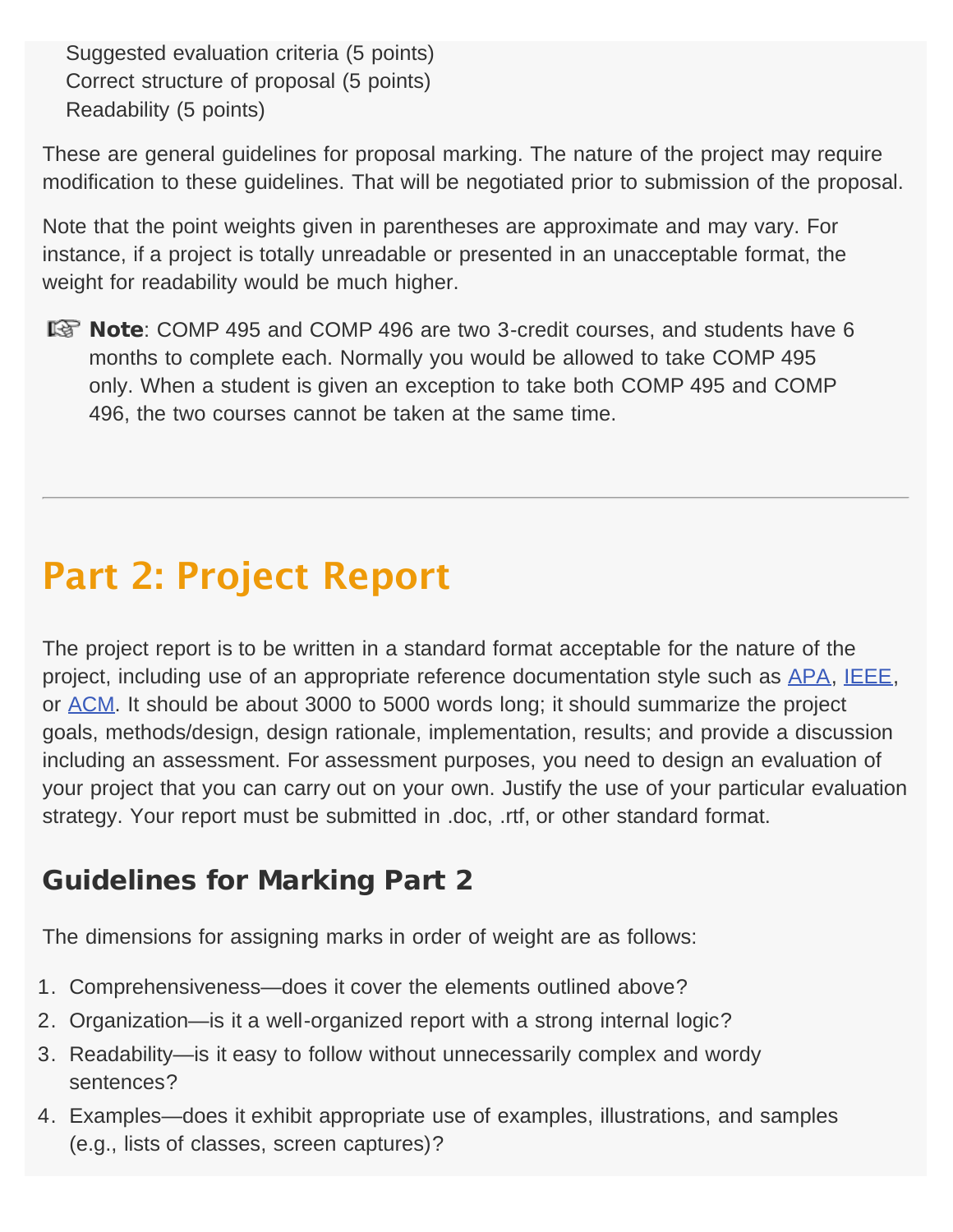Suggested evaluation criteria (5 points)
Correct structure of proposal (5 points)
Readability (5 points)

These are general guidelines for proposal marking. The nature of the project may require modification to these guidelines. That will be negotiated prior to submission of the proposal.

Note that the point weights given in parentheses are approximate and may vary. For instance, if a project is totally unreadable or presented in an unacceptable format, the weight for readability would be much higher.

☞ **Note**: COMP 495 and COMP 496 are two 3-credit courses, and students have 6 months to complete each. Normally you would be allowed to take COMP 495 only. When a student is given an exception to take both COMP 495 and COMP 496, the two courses cannot be taken at the same time.

---

## Part 2: Project Report

The project report is to be written in a standard format acceptable for the nature of the project, including use of an appropriate reference documentation style such as APA, IEEE, or ACM. It should be about 3000 to 5000 words long; it should summarize the project goals, methods/design, design rationale, implementation, results; and provide a discussion including an assessment. For assessment purposes, you need to design an evaluation of your project that you can carry out on your own. Justify the use of your particular evaluation strategy. Your report must be submitted in .doc, .rtf, or other standard format.

### Guidelines for Marking Part 2

The dimensions for assigning marks in order of weight are as follows:

1. Comprehensiveness—does it cover the elements outlined above?
2. Organization—is it a well-organized report with a strong internal logic?
3. Readability—is it easy to follow without unnecessarily complex and wordy sentences?
4. Examples—does it exhibit appropriate use of examples, illustrations, and samples (e.g., lists of classes, screen captures)?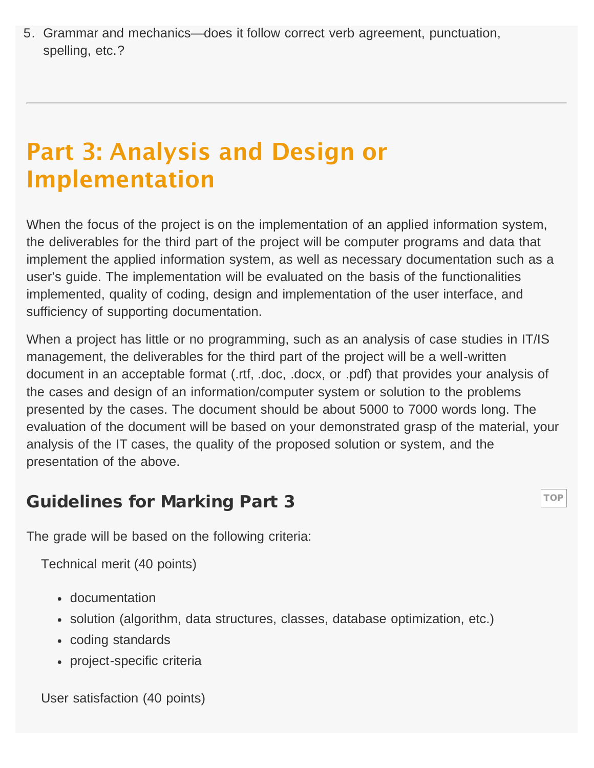5. Grammar and mechanics—does it follow correct verb agreement, punctuation, spelling, etc.?

---

# Part 3: Analysis and Design or Implementation

When the focus of the project is on the implementation of an applied information system, the deliverables for the third part of the project will be computer programs and data that implement the applied information system, as well as necessary documentation such as a user's guide. The implementation will be evaluated on the basis of the functionalities implemented, quality of coding, design and implementation of the user interface, and sufficiency of supporting documentation.

When a project has little or no programming, such as an analysis of case studies in IT/IS management, the deliverables for the third part of the project will be a well-written document in an acceptable format (.rtf, .doc, .docx, or .pdf) that provides your analysis of the cases and design of an information/computer system or solution to the problems presented by the cases. The document should be about 5000 to 7000 words long. The evaluation of the document will be based on your demonstrated grasp of the material, your analysis of the IT cases, the quality of the proposed solution or system, and the presentation of the above.

## Guidelines for Marking Part 3

The grade will be based on the following criteria:

Technical merit (40 points)

- documentation
- solution (algorithm, data structures, classes, database optimization, etc.)
- coding standards
- project-specific criteria

User satisfaction (40 points)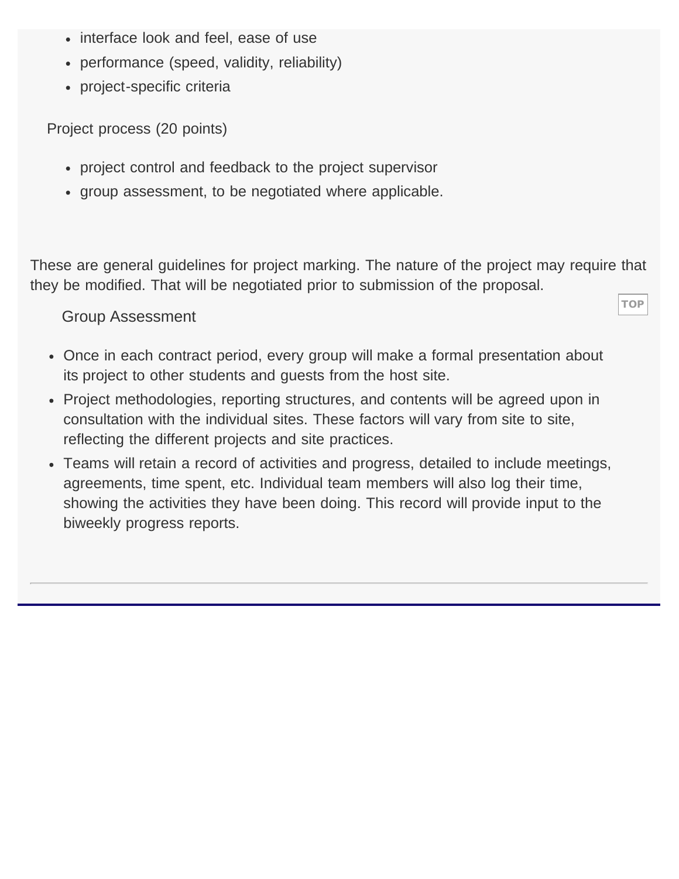- interface look and feel, ease of use
- performance (speed, validity, reliability)
- project-specific criteria

Project process (20 points)

- project control and feedback to the project supervisor
- group assessment, to be negotiated where applicable.

These are general guidelines for project marking. The nature of the project may require that they be modified. That will be negotiated prior to submission of the proposal.

TOP

## Group Assessment

- Once in each contract period, every group will make a formal presentation about its project to other students and guests from the host site.
- Project methodologies, reporting structures, and contents will be agreed upon in consultation with the individual sites. These factors will vary from site to site, reflecting the different projects and site practices.
- Teams will retain a record of activities and progress, detailed to include meetings, agreements, time spent, etc. Individual team members will also log their time, showing the activities they have been doing. This record will provide input to the biweekly progress reports.